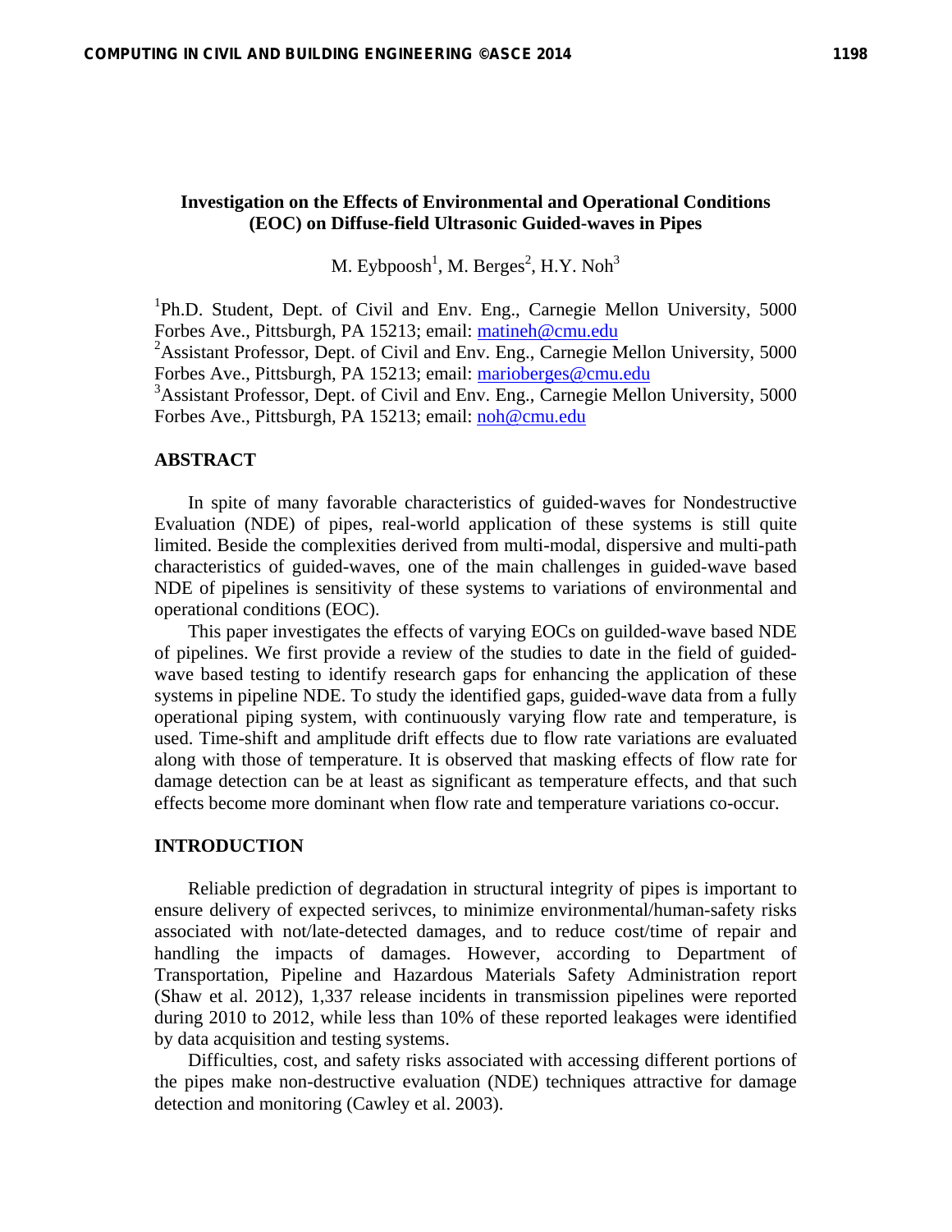# Investigation on the Effects of Environmental and Operational Conditions (EOC) on Diffuse-field Ultrasonic Guided-waves in Pipes

M. Eybpoosh[1], M. Berges[2], H.Y. Noh[3]

[1]Ph.D. Student, Dept. of Civil and Env. Eng., Carnegie Mellon University, 5000 Forbes Ave., Pittsburgh, PA 15213; email: matineh@cmu.edu

[2]Assistant Professor, Dept. of Civil and Env. Eng., Carnegie Mellon University, 5000 Forbes Ave., Pittsburgh, PA 15213; email: marioberges@cmu.edu

[3]Assistant Professor, Dept. of Civil and Env. Eng., Carnegie Mellon University, 5000 Forbes Ave., Pittsburgh, PA 15213; email: noh@cmu.edu

## ABSTRACT

In spite of many favorable characteristics of guided-waves for Nondestructive Evaluation (NDE) of pipes, real-world application of these systems is still quite limited. Beside the complexities derived from multi-modal, dispersive and multi-path characteristics of guided-waves, one of the main challenges in guided-wave based NDE of pipelines is sensitivity of these systems to variations of environmental and operational conditions (EOC).

This paper investigates the effects of varying EOCs on guilded-wave based NDE of pipelines. We first provide a review of the studies to date in the field of guided-wave based testing to identify research gaps for enhancing the application of these systems in pipeline NDE. To study the identified gaps, guided-wave data from a fully operational piping system, with continuously varying flow rate and temperature, is used. Time-shift and amplitude drift effects due to flow rate variations are evaluated along with those of temperature. It is observed that masking effects of flow rate for damage detection can be at least as significant as temperature effects, and that such effects become more dominant when flow rate and temperature variations co-occur.

## INTRODUCTION

Reliable prediction of degradation in structural integrity of pipes is important to ensure delivery of expected serivces, to minimize environmental/human-safety risks associated with not/late-detected damages, and to reduce cost/time of repair and handling the impacts of damages. However, according to Department of Transportation, Pipeline and Hazardous Materials Safety Administration report (Shaw et al. 2012), 1,337 release incidents in transmission pipelines were reported during 2010 to 2012, while less than 10% of these reported leakages were identified by data acquisition and testing systems.

Difficulties, cost, and safety risks associated with accessing different portions of the pipes make non-destructive evaluation (NDE) techniques attractive for damage detection and monitoring (Cawley et al. 2003).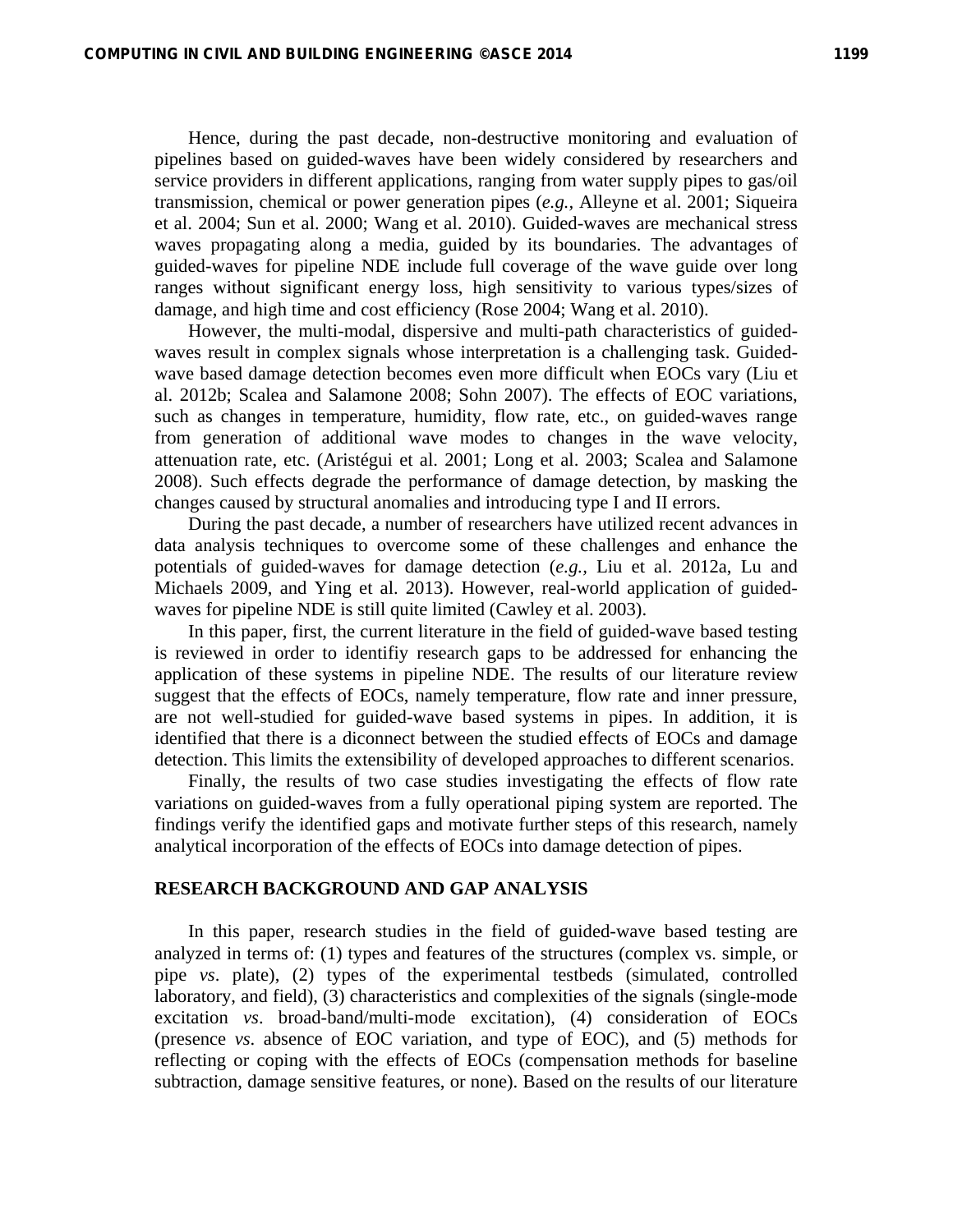Hence, during the past decade, non-destructive monitoring and evaluation of pipelines based on guided-waves have been widely considered by researchers and service providers in different applications, ranging from water supply pipes to gas/oil transmission, chemical or power generation pipes (*e.g.*, Alleyne et al. 2001; Siqueira et al. 2004; Sun et al. 2000; Wang et al. 2010). Guided-waves are mechanical stress waves propagating along a media, guided by its boundaries. The advantages of guided-waves for pipeline NDE include full coverage of the wave guide over long ranges without significant energy loss, high sensitivity to various types/sizes of damage, and high time and cost efficiency (Rose 2004; Wang et al. 2010).

However, the multi-modal, dispersive and multi-path characteristics of guided-waves result in complex signals whose interpretation is a challenging task. Guided-wave based damage detection becomes even more difficult when EOCs vary (Liu et al. 2012b; Scalea and Salamone 2008; Sohn 2007). The effects of EOC variations, such as changes in temperature, humidity, flow rate, etc., on guided-waves range from generation of additional wave modes to changes in the wave velocity, attenuation rate, etc. (Aristégui et al. 2001; Long et al. 2003; Scalea and Salamone 2008). Such effects degrade the performance of damage detection, by masking the changes caused by structural anomalies and introducing type I and II errors.

During the past decade, a number of researchers have utilized recent advances in data analysis techniques to overcome some of these challenges and enhance the potentials of guided-waves for damage detection (*e.g.*, Liu et al. 2012a, Lu and Michaels 2009, and Ying et al. 2013). However, real-world application of guided-waves for pipeline NDE is still quite limited (Cawley et al. 2003).

In this paper, first, the current literature in the field of guided-wave based testing is reviewed in order to identifiy research gaps to be addressed for enhancing the application of these systems in pipeline NDE. The results of our literature review suggest that the effects of EOCs, namely temperature, flow rate and inner pressure, are not well-studied for guided-wave based systems in pipes. In addition, it is identified that there is a diconnect between the studied effects of EOCs and damage detection. This limits the extensibility of developed approaches to different scenarios.

Finally, the results of two case studies investigating the effects of flow rate variations on guided-waves from a fully operational piping system are reported. The findings verify the identified gaps and motivate further steps of this research, namely analytical incorporation of the effects of EOCs into damage detection of pipes.

## RESEARCH BACKGROUND AND GAP ANALYSIS

In this paper, research studies in the field of guided-wave based testing are analyzed in terms of: (1) types and features of the structures (complex vs. simple, or pipe *vs*. plate), (2) types of the experimental testbeds (simulated, controlled laboratory, and field), (3) characteristics and complexities of the signals (single-mode excitation *vs*. broad-band/multi-mode excitation), (4) consideration of EOCs (presence *vs*. absence of EOC variation, and type of EOC), and (5) methods for reflecting or coping with the effects of EOCs (compensation methods for baseline subtraction, damage sensitive features, or none). Based on the results of our literature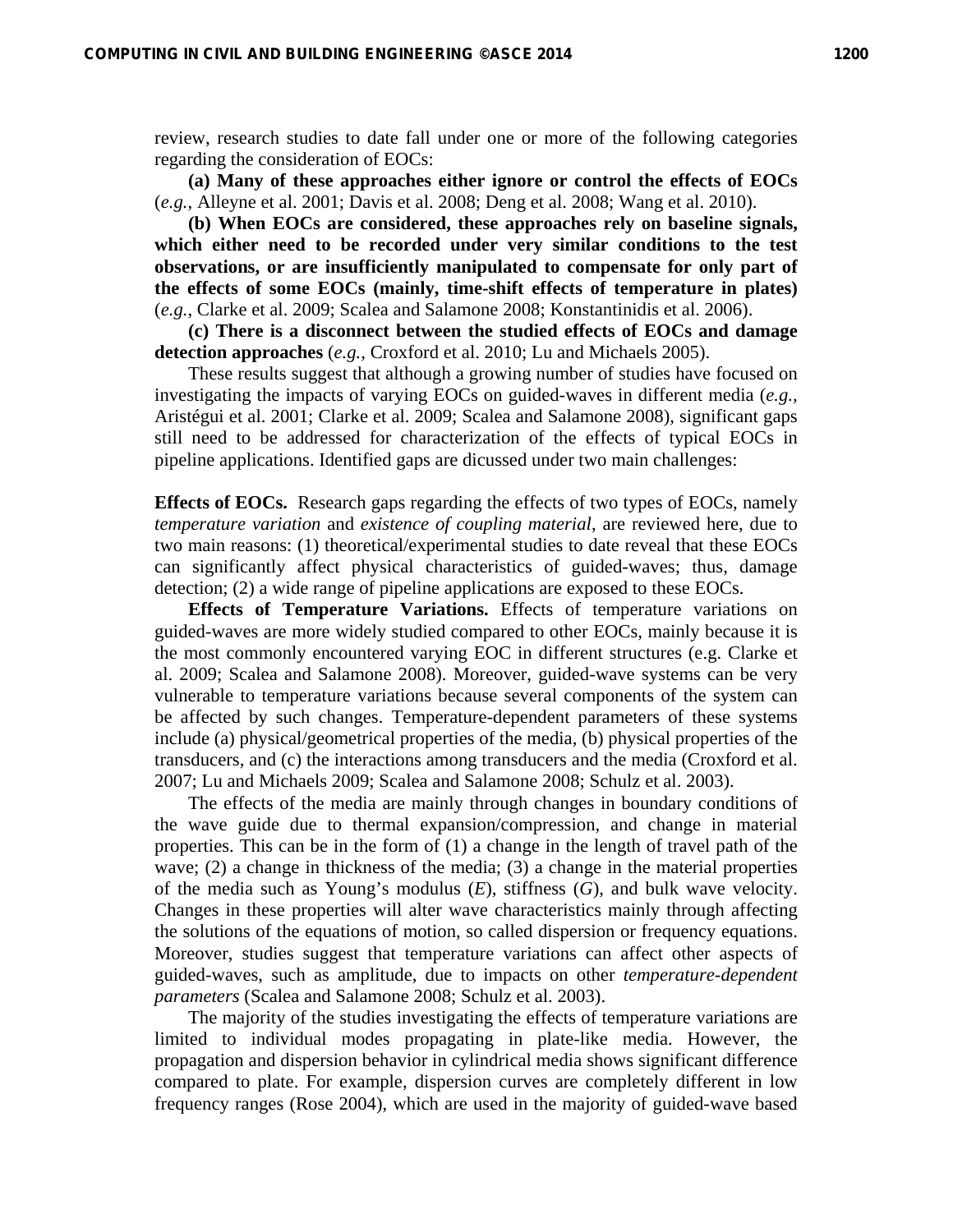review, research studies to date fall under one or more of the following categories regarding the consideration of EOCs:

**(a) Many of these approaches either ignore or control the effects of EOCs** (*e.g.*, Alleyne et al. 2001; Davis et al. 2008; Deng et al. 2008; Wang et al. 2010).

**(b) When EOCs are considered, these approaches rely on baseline signals, which either need to be recorded under very similar conditions to the test observations, or are insufficiently manipulated to compensate for only part of the effects of some EOCs (mainly, time-shift effects of temperature in plates)** (*e.g.*, Clarke et al. 2009; Scalea and Salamone 2008; Konstantinidis et al. 2006).

**(c) There is a disconnect between the studied effects of EOCs and damage detection approaches** (*e.g.*, Croxford et al. 2010; Lu and Michaels 2005).

These results suggest that although a growing number of studies have focused on investigating the impacts of varying EOCs on guided-waves in different media (*e.g.*, Aristégui et al. 2001; Clarke et al. 2009; Scalea and Salamone 2008), significant gaps still need to be addressed for characterization of the effects of typical EOCs in pipeline applications. Identified gaps are dicussed under two main challenges:

**Effects of EOCs.** Research gaps regarding the effects of two types of EOCs, namely *temperature variation* and *existence of coupling material*, are reviewed here, due to two main reasons: (1) theoretical/experimental studies to date reveal that these EOCs can significantly affect physical characteristics of guided-waves; thus, damage detection; (2) a wide range of pipeline applications are exposed to these EOCs.

**Effects of Temperature Variations.** Effects of temperature variations on guided-waves are more widely studied compared to other EOCs, mainly because it is the most commonly encountered varying EOC in different structures (e.g. Clarke et al. 2009; Scalea and Salamone 2008). Moreover, guided-wave systems can be very vulnerable to temperature variations because several components of the system can be affected by such changes. Temperature-dependent parameters of these systems include (a) physical/geometrical properties of the media, (b) physical properties of the transducers, and (c) the interactions among transducers and the media (Croxford et al. 2007; Lu and Michaels 2009; Scalea and Salamone 2008; Schulz et al. 2003).

The effects of the media are mainly through changes in boundary conditions of the wave guide due to thermal expansion/compression, and change in material properties. This can be in the form of (1) a change in the length of travel path of the wave; (2) a change in thickness of the media; (3) a change in the material properties of the media such as Young's modulus ($E$), stiffness ($G$), and bulk wave velocity. Changes in these properties will alter wave characteristics mainly through affecting the solutions of the equations of motion, so called dispersion or frequency equations. Moreover, studies suggest that temperature variations can affect other aspects of guided-waves, such as amplitude, due to impacts on other *temperature-dependent parameters* (Scalea and Salamone 2008; Schulz et al. 2003).

The majority of the studies investigating the effects of temperature variations are limited to individual modes propagating in plate-like media. However, the propagation and dispersion behavior in cylindrical media shows significant difference compared to plate. For example, dispersion curves are completely different in low frequency ranges (Rose 2004), which are used in the majority of guided-wave based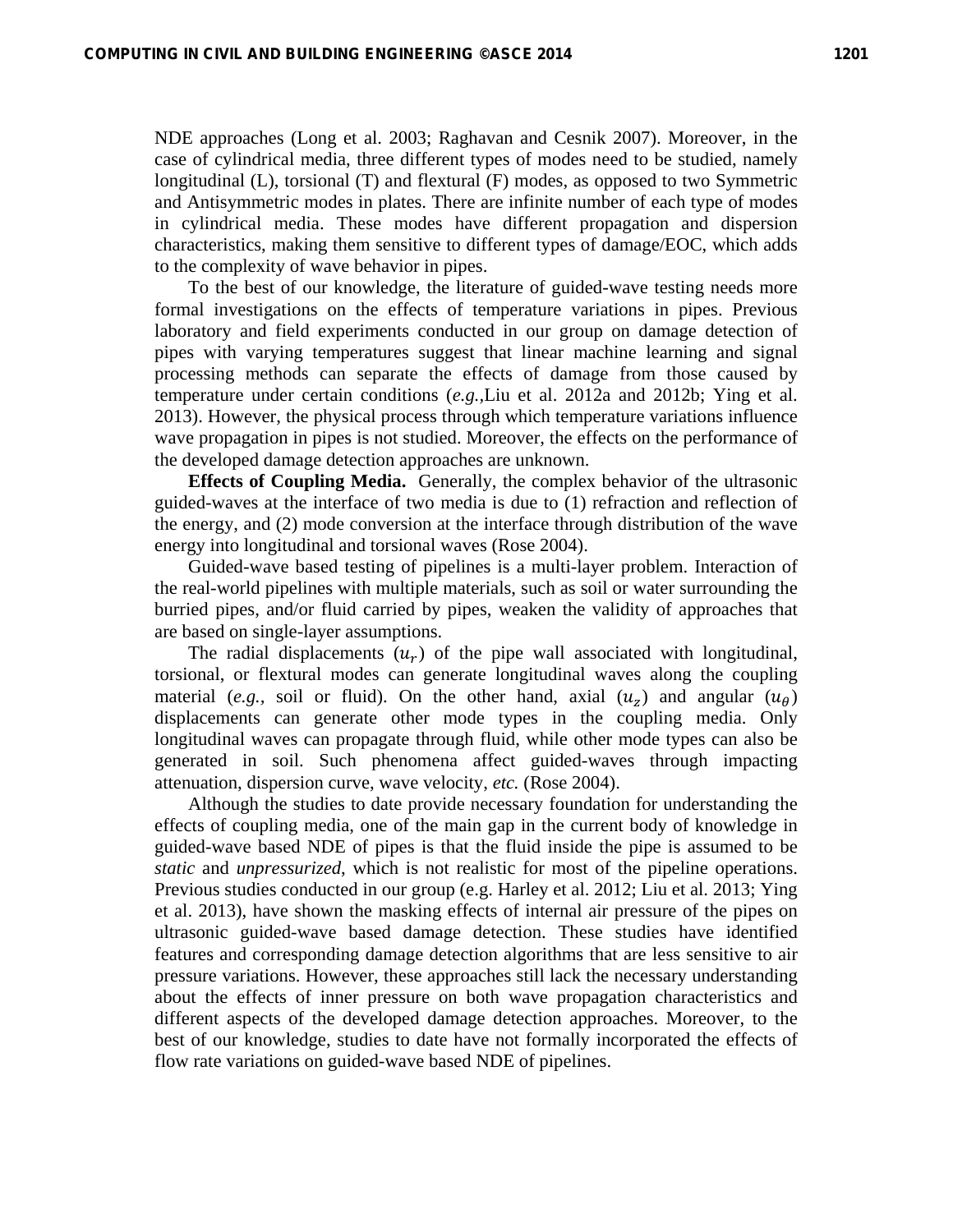NDE approaches (Long et al. 2003; Raghavan and Cesnik 2007). Moreover, in the case of cylindrical media, three different types of modes need to be studied, namely longitudinal (L), torsional (T) and flextural (F) modes, as opposed to two Symmetric and Antisymmetric modes in plates. There are infinite number of each type of modes in cylindrical media. These modes have different propagation and dispersion characteristics, making them sensitive to different types of damage/EOC, which adds to the complexity of wave behavior in pipes.

To the best of our knowledge, the literature of guided-wave testing needs more formal investigations on the effects of temperature variations in pipes. Previous laboratory and field experiments conducted in our group on damage detection of pipes with varying temperatures suggest that linear machine learning and signal processing methods can separate the effects of damage from those caused by temperature under certain conditions (*e.g.*,Liu et al. 2012a and 2012b; Ying et al. 2013). However, the physical process through which temperature variations influence wave propagation in pipes is not studied. Moreover, the effects on the performance of the developed damage detection approaches are unknown.

**Effects of Coupling Media.** Generally, the complex behavior of the ultrasonic guided-waves at the interface of two media is due to (1) refraction and reflection of the energy, and (2) mode conversion at the interface through distribution of the wave energy into longitudinal and torsional waves (Rose 2004).

Guided-wave based testing of pipelines is a multi-layer problem. Interaction of the real-world pipelines with multiple materials, such as soil or water surrounding the burried pipes, and/or fluid carried by pipes, weaken the validity of approaches that are based on single-layer assumptions.

The radial displacements ($u_r$) of the pipe wall associated with longitudinal, torsional, or flextural modes can generate longitudinal waves along the coupling material (*e.g.*, soil or fluid). On the other hand, axial ($u_z$) and angular ($u_\theta$) displacements can generate other mode types in the coupling media. Only longitudinal waves can propagate through fluid, while other mode types can also be generated in soil. Such phenomena affect guided-waves through impacting attenuation, dispersion curve, wave velocity, *etc.* (Rose 2004).

Although the studies to date provide necessary foundation for understanding the effects of coupling media, one of the main gap in the current body of knowledge in guided-wave based NDE of pipes is that the fluid inside the pipe is assumed to be *static* and *unpressurized*, which is not realistic for most of the pipeline operations. Previous studies conducted in our group (e.g. Harley et al. 2012; Liu et al. 2013; Ying et al. 2013), have shown the masking effects of internal air pressure of the pipes on ultrasonic guided-wave based damage detection. These studies have identified features and corresponding damage detection algorithms that are less sensitive to air pressure variations. However, these approaches still lack the necessary understanding about the effects of inner pressure on both wave propagation characteristics and different aspects of the developed damage detection approaches. Moreover, to the best of our knowledge, studies to date have not formally incorporated the effects of flow rate variations on guided-wave based NDE of pipelines.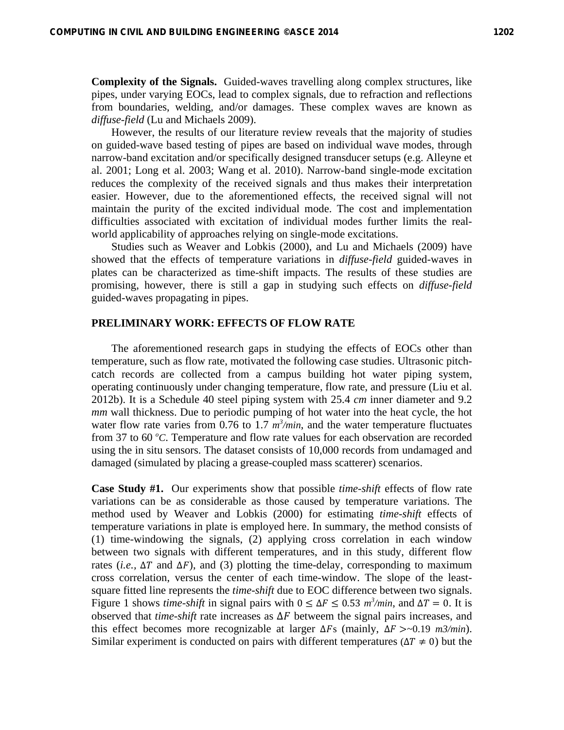**Complexity of the Signals.** Guided-waves travelling along complex structures, like pipes, under varying EOCs, lead to complex signals, due to refraction and reflections from boundaries, welding, and/or damages. These complex waves are known as *diffuse-field* (Lu and Michaels 2009).

However, the results of our literature review reveals that the majority of studies on guided-wave based testing of pipes are based on individual wave modes, through narrow-band excitation and/or specifically designed transducer setups (e.g. Alleyne et al. 2001; Long et al. 2003; Wang et al. 2010). Narrow-band single-mode excitation reduces the complexity of the received signals and thus makes their interpretation easier. However, due to the aforementioned effects, the received signal will not maintain the purity of the excited individual mode. The cost and implementation difficulties associated with excitation of individual modes further limits the real-world applicability of approaches relying on single-mode excitations.

Studies such as Weaver and Lobkis (2000), and Lu and Michaels (2009) have showed that the effects of temperature variations in *diffuse-field* guided-waves in plates can be characterized as time-shift impacts. The results of these studies are promising, however, there is still a gap in studying such effects on *diffuse-field* guided-waves propagating in pipes.

## PRELIMINARY WORK: EFFECTS OF FLOW RATE

The aforementioned research gaps in studying the effects of EOCs other than temperature, such as flow rate, motivated the following case studies. Ultrasonic pitch-catch records are collected from a campus building hot water piping system, operating continuously under changing temperature, flow rate, and pressure (Liu et al. 2012b). It is a Schedule 40 steel piping system with 25.4 *cm* inner diameter and 9.2 *mm* wall thickness. Due to periodic pumping of hot water into the heat cycle, the hot water flow rate varies from 0.76 to 1.7 $m^3/min$, and the water temperature fluctuates from 37 to 60 $^oC$. Temperature and flow rate values for each observation are recorded using the in situ sensors. The dataset consists of 10,000 records from undamaged and damaged (simulated by placing a grease-coupled mass scatterer) scenarios.

**Case Study #1.** Our experiments show that possible *time-shift* effects of flow rate variations can be as considerable as those caused by temperature variations. The method used by Weaver and Lobkis (2000) for estimating *time-shift* effects of temperature variations in plate is employed here. In summary, the method consists of (1) time-windowing the signals, (2) applying cross correlation in each window between two signals with different temperatures, and in this study, different flow rates (*i.e.*, $\Delta T$ and $\Delta F$), and (3) plotting the time-delay, corresponding to maximum cross correlation, versus the center of each time-window. The slope of the least-square fitted line represents the *time-shift* due to EOC difference between two signals. Figure 1 shows *time-shift* in signal pairs with $0 \leq \Delta F \leq 0.53$ $m^3/min$, and $\Delta T = 0$. It is observed that *time-shift* rate increases as $\Delta F$ betweem the signal pairs increases, and this effect becomes more recognizable at larger $\Delta F$s (mainly, $\Delta F >$~0.19 *m3/min*). Similar experiment is conducted on pairs with different temperatures ($\Delta T \neq 0$) but the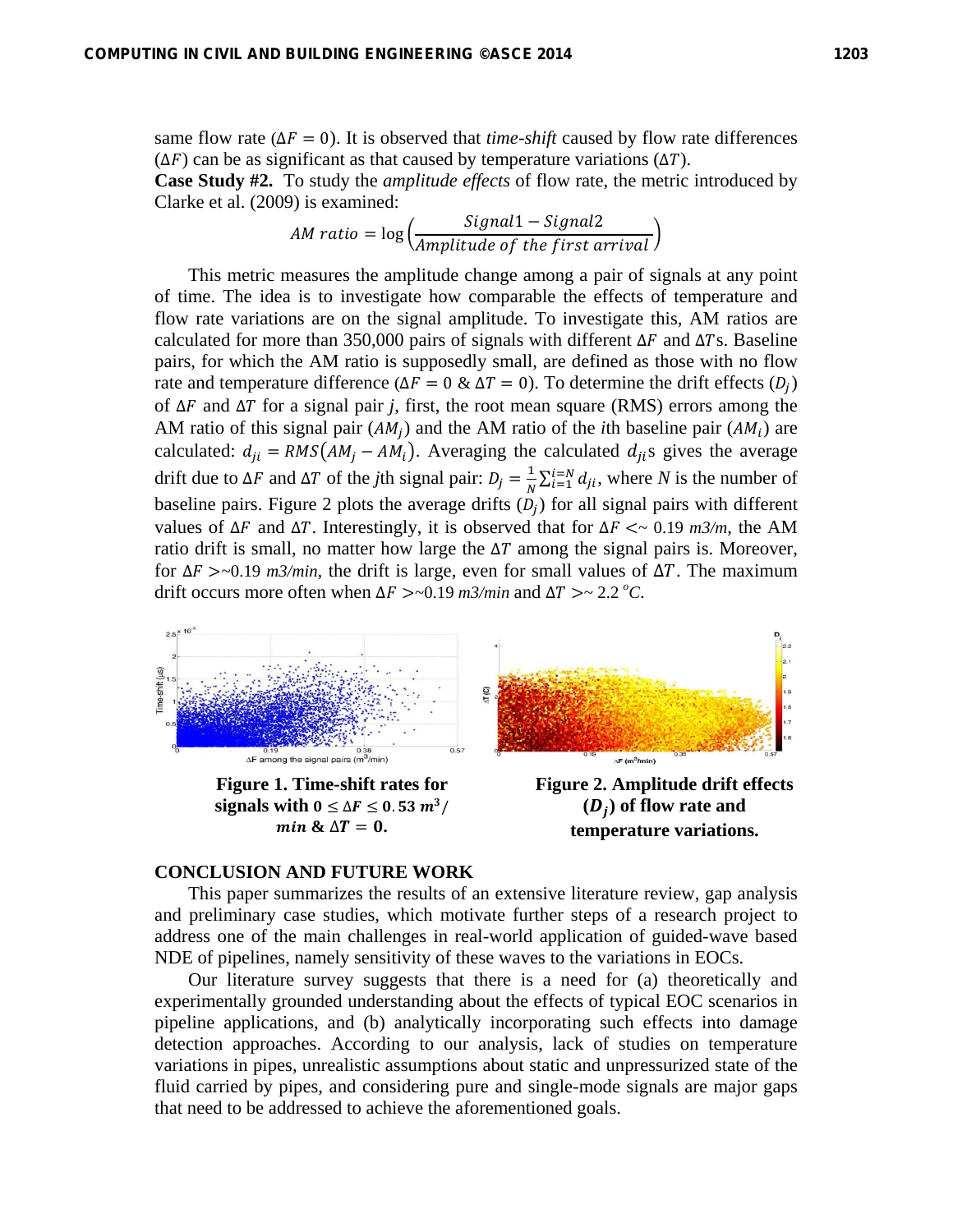same flow rate ($\Delta F = 0$). It is observed that *time-shift* caused by flow rate differences ($\Delta F$) can be as significant as that caused by temperature variations ($\Delta T$).

**Case Study #2.** To study the *amplitude effects* of flow rate, the metric introduced by Clarke et al. (2009) is examined:

$$AM\ ratio = \log\left(\frac{Signal1 - Signal2}{Amplitude\ of\ the\ first\ arrival}\right)$$

This metric measures the amplitude change among a pair of signals at any point of time. The idea is to investigate how comparable the effects of temperature and flow rate variations are on the signal amplitude. To investigate this, AM ratios are calculated for more than 350,000 pairs of signals with different $\Delta F$ and $\Delta T$s. Baseline pairs, for which the AM ratio is supposedly small, are defined as those with no flow rate and temperature difference ($\Delta F = 0$ & $\Delta T = 0$). To determine the drift effects ($D_j$) of $\Delta F$ and $\Delta T$ for a signal pair $j$, first, the root mean square (RMS) errors among the AM ratio of this signal pair ($AM_j$) and the AM ratio of the *i*th baseline pair ($AM_i$) are calculated: $d_{ji} = RMS(AM_j - AM_i)$. Averaging the calculated $d_{ji}$s gives the average drift due to $\Delta F$ and $\Delta T$ of the *j*th signal pair: $D_j = \frac{1}{N}\sum_{i=1}^{i=N} d_{ji}$, where *N* is the number of baseline pairs. Figure 2 plots the average drifts ($D_j$) for all signal pairs with different values of $\Delta F$ and $\Delta T$. Interestingly, it is observed that for $\Delta F <\sim 0.19$ *m3/m*, the AM ratio drift is small, no matter how large the $\Delta T$ among the signal pairs is. Moreover, for $\Delta F >\sim 0.19$ *m3/min*, the drift is large, even for small values of $\Delta T$. The maximum drift occurs more often when $\Delta F >\sim 0.19$ *m3/min* and $\Delta T >\sim 2.2\ ^oC$.

**Figure 1. Time-shift rates for signals with $0 \leq \Delta F \leq 0.53\ m^3/min$ & $\Delta T = 0$.**

**Figure 2. Amplitude drift effects ($D_j$) of flow rate and temperature variations.**

## CONCLUSION AND FUTURE WORK

This paper summarizes the results of an extensive literature review, gap analysis and preliminary case studies, which motivate further steps of a research project to address one of the main challenges in real-world application of guided-wave based NDE of pipelines, namely sensitivity of these waves to the variations in EOCs.

Our literature survey suggests that there is a need for (a) theoretically and experimentally grounded understanding about the effects of typical EOC scenarios in pipeline applications, and (b) analytically incorporating such effects into damage detection approaches. According to our analysis, lack of studies on temperature variations in pipes, unrealistic assumptions about static and unpressurized state of the fluid carried by pipes, and considering pure and single-mode signals are major gaps that need to be addressed to achieve the aforementioned goals.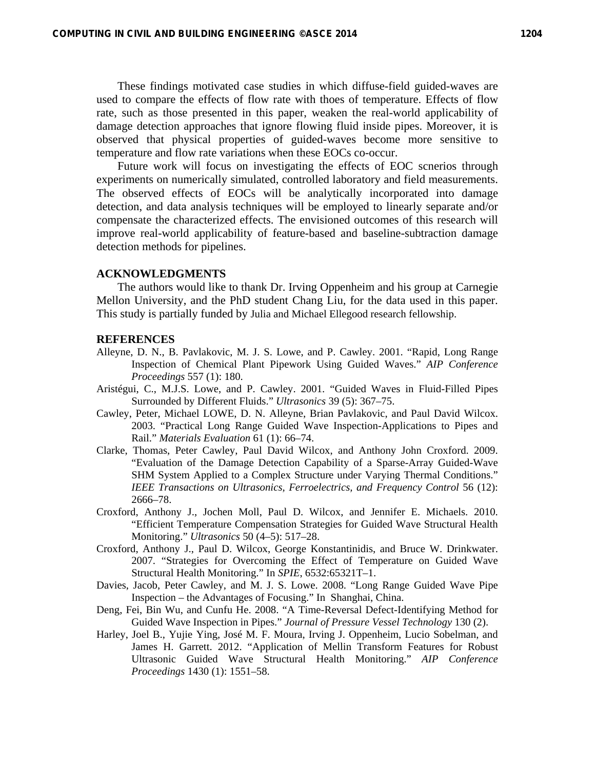These findings motivated case studies in which diffuse-field guided-waves are used to compare the effects of flow rate with thoes of temperature. Effects of flow rate, such as those presented in this paper, weaken the real-world applicability of damage detection approaches that ignore flowing fluid inside pipes. Moreover, it is observed that physical properties of guided-waves become more sensitive to temperature and flow rate variations when these EOCs co-occur.

Future work will focus on investigating the effects of EOC scnerios through experiments on numerically simulated, controlled laboratory and field measurements. The observed effects of EOCs will be analytically incorporated into damage detection, and data analysis techniques will be employed to linearly separate and/or compensate the characterized effects. The envisioned outcomes of this research will improve real-world applicability of feature-based and baseline-subtraction damage detection methods for pipelines.

## ACKNOWLEDGMENTS

The authors would like to thank Dr. Irving Oppenheim and his group at Carnegie Mellon University, and the PhD student Chang Liu, for the data used in this paper. This study is partially funded by Julia and Michael Ellegood research fellowship.

## REFERENCES

Alleyne, D. N., B. Pavlakovic, M. J. S. Lowe, and P. Cawley. 2001. "Rapid, Long Range Inspection of Chemical Plant Pipework Using Guided Waves." *AIP Conference Proceedings* 557 (1): 180.

Aristégui, C., M.J.S. Lowe, and P. Cawley. 2001. "Guided Waves in Fluid-Filled Pipes Surrounded by Different Fluids." *Ultrasonics* 39 (5): 367–75.

Cawley, Peter, Michael LOWE, D. N. Alleyne, Brian Pavlakovic, and Paul David Wilcox. 2003. "Practical Long Range Guided Wave Inspection-Applications to Pipes and Rail." *Materials Evaluation* 61 (1): 66–74.

Clarke, Thomas, Peter Cawley, Paul David Wilcox, and Anthony John Croxford. 2009. "Evaluation of the Damage Detection Capability of a Sparse-Array Guided-Wave SHM System Applied to a Complex Structure under Varying Thermal Conditions." *IEEE Transactions on Ultrasonics, Ferroelectrics, and Frequency Control* 56 (12): 2666–78.

Croxford, Anthony J., Jochen Moll, Paul D. Wilcox, and Jennifer E. Michaels. 2010. "Efficient Temperature Compensation Strategies for Guided Wave Structural Health Monitoring." *Ultrasonics* 50 (4–5): 517–28.

Croxford, Anthony J., Paul D. Wilcox, George Konstantinidis, and Bruce W. Drinkwater. 2007. "Strategies for Overcoming the Effect of Temperature on Guided Wave Structural Health Monitoring." In *SPIE*, 6532:65321T–1.

Davies, Jacob, Peter Cawley, and M. J. S. Lowe. 2008. "Long Range Guided Wave Pipe Inspection – the Advantages of Focusing." In Shanghai, China.

Deng, Fei, Bin Wu, and Cunfu He. 2008. "A Time-Reversal Defect-Identifying Method for Guided Wave Inspection in Pipes." *Journal of Pressure Vessel Technology* 130 (2).

Harley, Joel B., Yujie Ying, José M. F. Moura, Irving J. Oppenheim, Lucio Sobelman, and James H. Garrett. 2012. "Application of Mellin Transform Features for Robust Ultrasonic Guided Wave Structural Health Monitoring." *AIP Conference Proceedings* 1430 (1): 1551–58.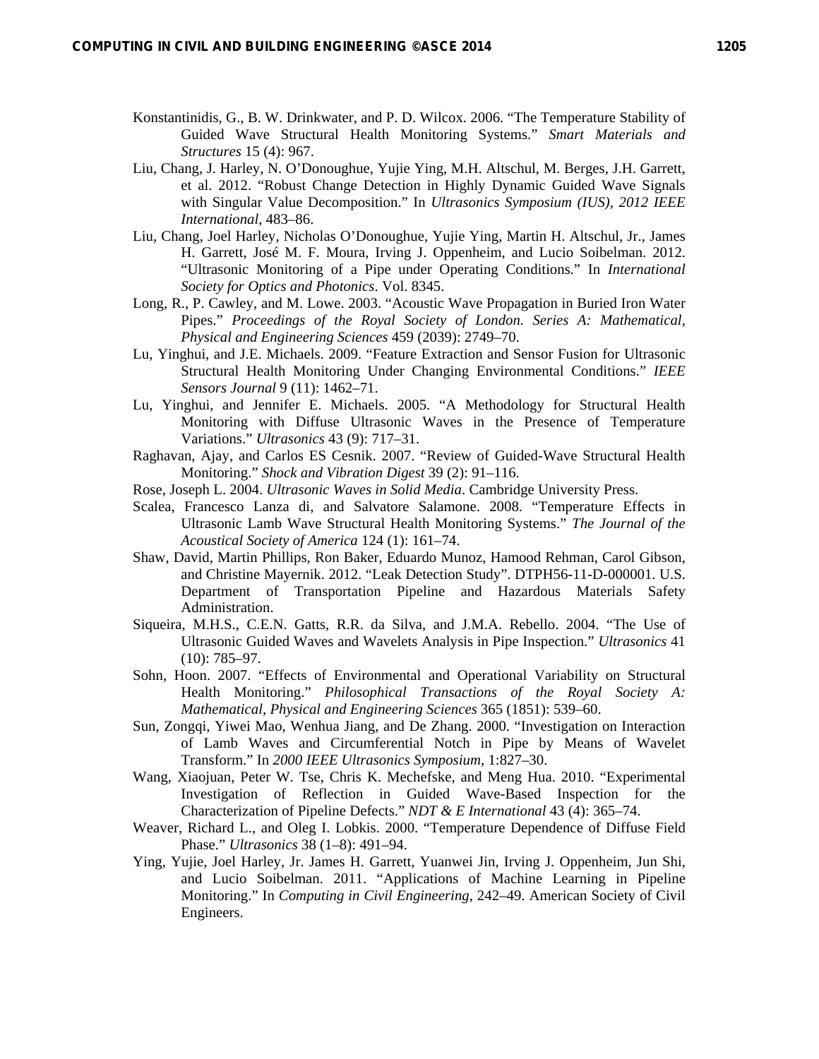Konstantinidis, G., B. W. Drinkwater, and P. D. Wilcox. 2006. "The Temperature Stability of Guided Wave Structural Health Monitoring Systems." *Smart Materials and Structures* 15 (4): 967.

Liu, Chang, J. Harley, N. O'Donoughue, Yujie Ying, M.H. Altschul, M. Berges, J.H. Garrett, et al. 2012. "Robust Change Detection in Highly Dynamic Guided Wave Signals with Singular Value Decomposition." In *Ultrasonics Symposium (IUS), 2012 IEEE International*, 483–86.

Liu, Chang, Joel Harley, Nicholas O'Donoughue, Yujie Ying, Martin H. Altschul, Jr., James H. Garrett, José M. F. Moura, Irving J. Oppenheim, and Lucio Soibelman. 2012. "Ultrasonic Monitoring of a Pipe under Operating Conditions." In *International Society for Optics and Photonics*. Vol. 8345.

Long, R., P. Cawley, and M. Lowe. 2003. "Acoustic Wave Propagation in Buried Iron Water Pipes." *Proceedings of the Royal Society of London. Series A: Mathematical, Physical and Engineering Sciences* 459 (2039): 2749–70.

Lu, Yinghui, and J.E. Michaels. 2009. "Feature Extraction and Sensor Fusion for Ultrasonic Structural Health Monitoring Under Changing Environmental Conditions." *IEEE Sensors Journal* 9 (11): 1462–71.

Lu, Yinghui, and Jennifer E. Michaels. 2005. "A Methodology for Structural Health Monitoring with Diffuse Ultrasonic Waves in the Presence of Temperature Variations." *Ultrasonics* 43 (9): 717–31.

Raghavan, Ajay, and Carlos ES Cesnik. 2007. "Review of Guided-Wave Structural Health Monitoring." *Shock and Vibration Digest* 39 (2): 91–116.

Rose, Joseph L. 2004. *Ultrasonic Waves in Solid Media*. Cambridge University Press.

Scalea, Francesco Lanza di, and Salvatore Salamone. 2008. "Temperature Effects in Ultrasonic Lamb Wave Structural Health Monitoring Systems." *The Journal of the Acoustical Society of America* 124 (1): 161–74.

Shaw, David, Martin Phillips, Ron Baker, Eduardo Munoz, Hamood Rehman, Carol Gibson, and Christine Mayernik. 2012. "Leak Detection Study". DTPH56-11-D-000001. U.S. Department of Transportation Pipeline and Hazardous Materials Safety Administration.

Siqueira, M.H.S., C.E.N. Gatts, R.R. da Silva, and J.M.A. Rebello. 2004. "The Use of Ultrasonic Guided Waves and Wavelets Analysis in Pipe Inspection." *Ultrasonics* 41 (10): 785–97.

Sohn, Hoon. 2007. "Effects of Environmental and Operational Variability on Structural Health Monitoring." *Philosophical Transactions of the Royal Society A: Mathematical, Physical and Engineering Sciences* 365 (1851): 539–60.

Sun, Zongqi, Yiwei Mao, Wenhua Jiang, and De Zhang. 2000. "Investigation on Interaction of Lamb Waves and Circumferential Notch in Pipe by Means of Wavelet Transform." In *2000 IEEE Ultrasonics Symposium*, 1:827–30.

Wang, Xiaojuan, Peter W. Tse, Chris K. Mechefske, and Meng Hua. 2010. "Experimental Investigation of Reflection in Guided Wave-Based Inspection for the Characterization of Pipeline Defects." *NDT & E International* 43 (4): 365–74.

Weaver, Richard L., and Oleg I. Lobkis. 2000. "Temperature Dependence of Diffuse Field Phase." *Ultrasonics* 38 (1–8): 491–94.

Ying, Yujie, Joel Harley, Jr. James H. Garrett, Yuanwei Jin, Irving J. Oppenheim, Jun Shi, and Lucio Soibelman. 2011. "Applications of Machine Learning in Pipeline Monitoring." In *Computing in Civil Engineering*, 242–49. American Society of Civil Engineers.